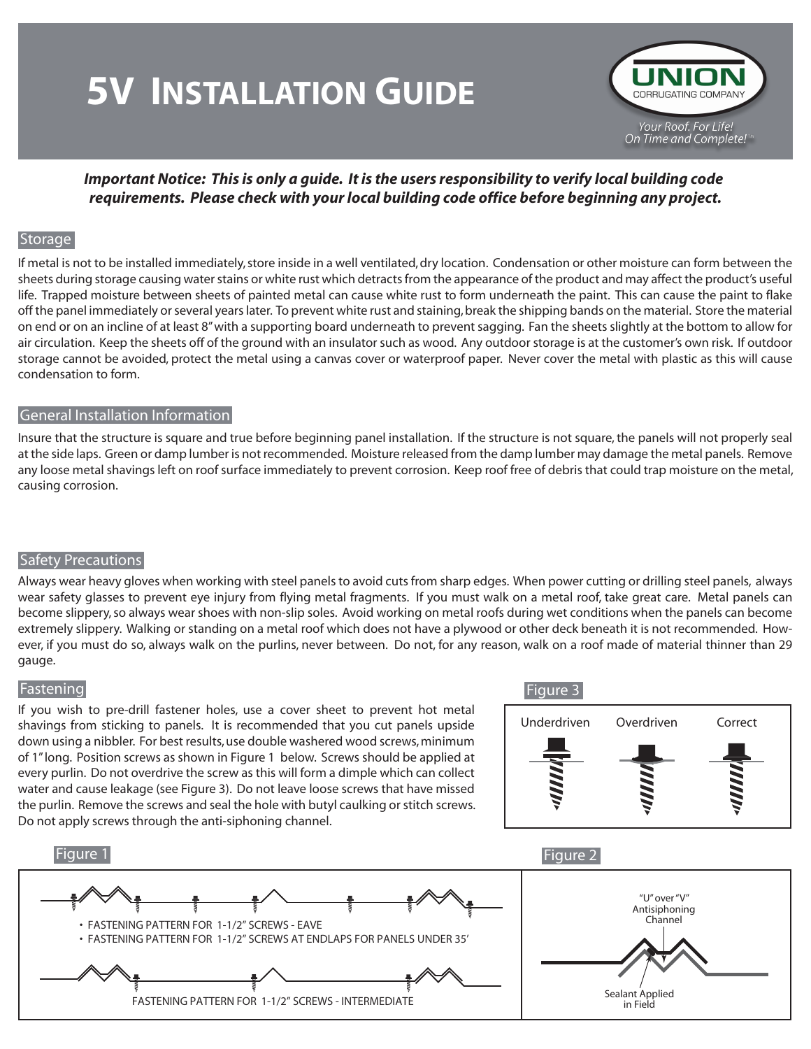# 5V Installation Guide

UNION CORRUGATING COMPANY

*Your Roof. For Life! On Time and Complete!™*

***Important Notice: This is only a guide. It is the users responsibility to verify local building code requirements. Please check with your local building code office before beginning any project.***

## Storage

If metal is not to be installed immediately, store inside in a well ventilated, dry location. Condensation or other moisture can form between the sheets during storage causing water stains or white rust which detracts from the appearance of the product and may affect the product's useful life. Trapped moisture between sheets of painted metal can cause white rust to form underneath the paint. This can cause the paint to flake off the panel immediately or several years later. To prevent white rust and staining, break the shipping bands on the material. Store the material on end or on an incline of at least 8" with a supporting board underneath to prevent sagging. Fan the sheets slightly at the bottom to allow for air circulation. Keep the sheets off of the ground with an insulator such as wood. Any outdoor storage is at the customer's own risk. If outdoor storage cannot be avoided, protect the metal using a canvas cover or waterproof paper. Never cover the metal with plastic as this will cause condensation to form.

## General Installation Information

Insure that the structure is square and true before beginning panel installation. If the structure is not square, the panels will not properly seal at the side laps. Green or damp lumber is not recommended. Moisture released from the damp lumber may damage the metal panels. Remove any loose metal shavings left on roof surface immediately to prevent corrosion. Keep roof free of debris that could trap moisture on the metal, causing corrosion.

## Safety Precautions

Always wear heavy gloves when working with steel panels to avoid cuts from sharp edges. When power cutting or drilling steel panels, always wear safety glasses to prevent eye injury from flying metal fragments. If you must walk on a metal roof, take great care. Metal panels can become slippery, so always wear shoes with non-slip soles. Avoid working on metal roofs during wet conditions when the panels can become extremely slippery. Walking or standing on a metal roof which does not have a plywood or other deck beneath it is not recommended. However, if you must do so, always walk on the purlins, never between. Do not, for any reason, walk on a roof made of material thinner than 29 gauge.

## Fastening

If you wish to pre-drill fastener holes, use a cover sheet to prevent hot metal shavings from sticking to panels. It is recommended that you cut panels upside down using a nibbler. For best results, use double washered wood screws, minimum of 1" long. Position screws as shown in Figure 1 below. Screws should be applied at every purlin. Do not overdrive the screw as this will form a dimple which can collect water and cause leakage (see Figure 3). Do not leave loose screws that have missed the purlin. Remove the screws and seal the hole with butyl caulking or stitch screws. Do not apply screws through the anti-siphoning channel.

### Figure 3

Underdriven — Overdriven — Correct

### Figure 1

- FASTENING PATTERN FOR 1-1/2" SCREWS - EAVE
- FASTENING PATTERN FOR 1-1/2" SCREWS AT ENDLAPS FOR PANELS UNDER 35'

FASTENING PATTERN FOR 1-1/2" SCREWS - INTERMEDIATE

### Figure 2

"U" over "V" Antisiphoning Channel

Sealant Applied in Field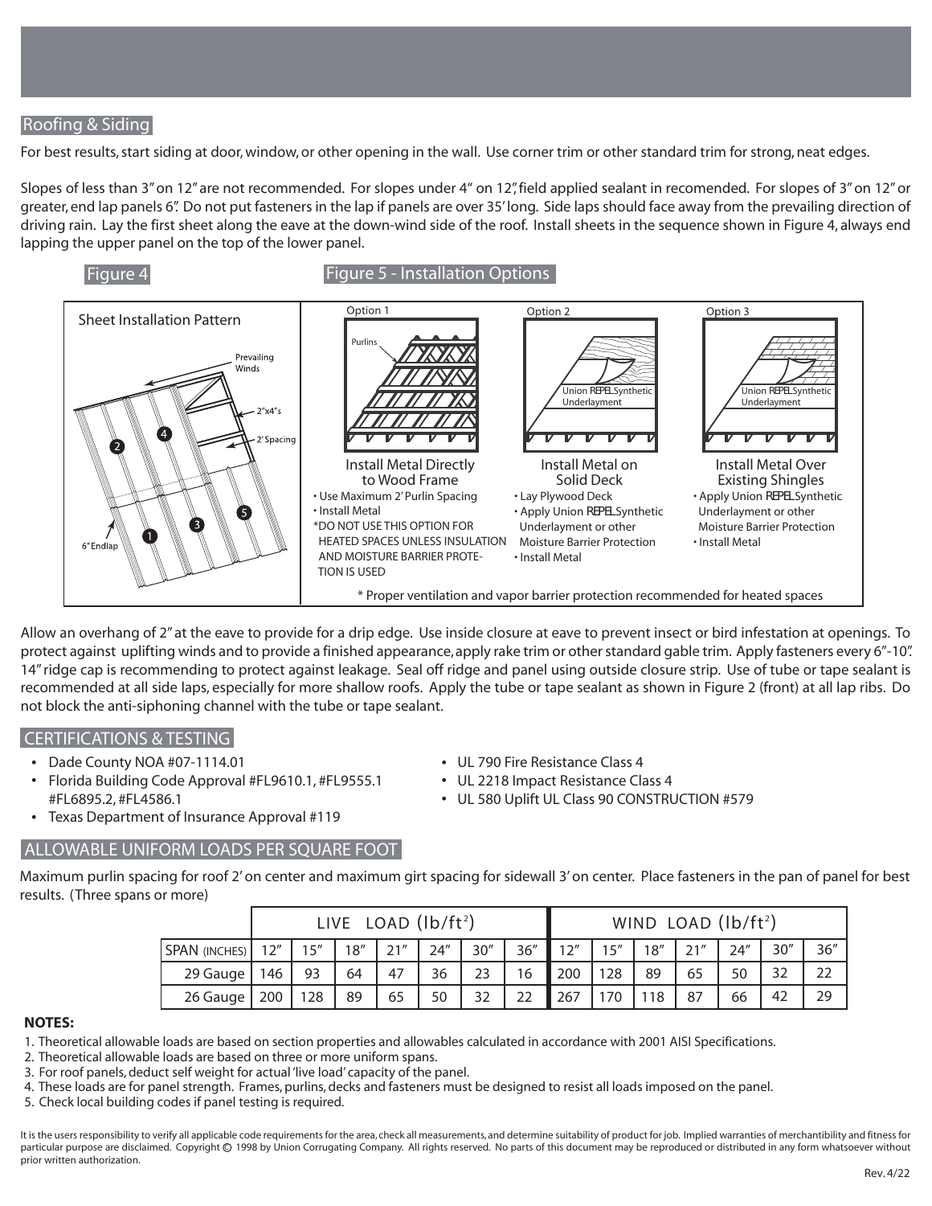## Roofing & Siding

For best results, start siding at door, window, or other opening in the wall. Use corner trim or other standard trim for strong, neat edges.

Slopes of less than 3" on 12" are not recommended. For slopes under 4" on 12", field applied sealant in recomended. For slopes of 3" on 12" or greater, end lap panels 6". Do not put fasteners in the lap if panels are over 35' long. Side laps should face away from the prevailing direction of driving rain. Lay the first sheet along the eave at the down-wind side of the roof. Install sheets in the sequence shown in Figure 4, always end lapping the upper panel on the top of the lower panel.

### Figure 4

Sheet Installation Pattern

Prevailing Winds

2"x4"s

2' Spacing

6" Endlap

1 2 3 4 5

### Figure 5 - Installation Options

**Option 1**

Purlins

Install Metal Directly to Wood Frame

- Use Maximum 2' Purlin Spacing
- Install Metal

*DO NOT USE THIS OPTION FOR HEATED SPACES UNLESS INSULATION AND MOISTURE BARRIER PROTETION IS USED

**Option 2**

Union REPEL Synthetic Underlayment

Install Metal on Solid Deck

- Lay Plywood Deck
- Apply Union REPEL Synthetic Underlayment or other Moisture Barrier Protection
- Install Metal

**Option 3**

Union REPEL Synthetic Underlayment

Install Metal Over Existing Shingles

- Apply Union REPEL Synthetic Underlayment or other Moisture Barrier Protection
- Install Metal

\* Proper ventilation and vapor barrier protection recommended for heated spaces

Allow an overhang of 2" at the eave to provide for a drip edge. Use inside closure at eave to prevent insect or bird infestation at openings. To protect against uplifting winds and to provide a finished appearance, apply rake trim or other standard gable trim. Apply fasteners every 6"-10". 14" ridge cap is recommending to protect against leakage. Seal off ridge and panel using outside closure strip. Use of tube or tape sealant is recommended at all side laps, especially for more shallow roofs. Apply the tube or tape sealant as shown in Figure 2 (front) at all lap ribs. Do not block the anti-siphoning channel with the tube or tape sealant.

## CERTIFICATIONS & TESTING

- Dade County NOA #07-1114.01
- Florida Building Code Approval #FL9610.1, #FL9555.1 #FL6895.2, #FL4586.1
- Texas Department of Insurance Approval #119
- UL 790 Fire Resistance Class 4
- UL 2218 Impact Resistance Class 4
- UL 580 Uplift UL Class 90 CONSTRUCTION #579

## ALLOWABLE UNIFORM LOADS PER SQUARE FOOT

Maximum purlin spacing for roof 2' on center and maximum girt spacing for sidewall 3' on center. Place fasteners in the pan of panel for best results. (Three spans or more)

| | LIVE LOAD ($lb/ft^2$) | | | | | | | WIND LOAD ($lb/ft^2$) | | | | | | |
|---|---|---|---|---|---|---|---|---|---|---|---|---|---|---|
| SPAN (INCHES) | 12" | 15" | 18" | 21" | 24" | 30" | 36" | 12" | 15" | 18" | 21" | 24" | 30" | 36" |
| 29 Gauge | 146 | 93 | 64 | 47 | 36 | 23 | 16 | 200 | 128 | 89 | 65 | 50 | 32 | 22 |
| 26 Gauge | 200 | 128 | 89 | 65 | 50 | 32 | 22 | 267 | 170 | 118 | 87 | 66 | 42 | 29 |

**NOTES:**

1. Theoretical allowable loads are based on section properties and allowables calculated in accordance with 2001 AISI Specifications.
2. Theoretical allowable loads are based on three or more uniform spans.
3. For roof panels, deduct self weight for actual 'live load' capacity of the panel.
4. These loads are for panel strength. Frames, purlins, decks and fasteners must be designed to resist all loads imposed on the panel.
5. Check local building codes if panel testing is required.

It is the users responsibility to verify all applicable code requirements for the area, check all measurements, and determine suitability of product for job. Implied warranties of merchantibility and fitness for particular purpose are disclaimed. Copyright © 1998 by Union Corrugating Company. All rights reserved. No parts of this document may be reproduced or distributed in any form whatsoever without prior written authorization.

Rev. 4/22